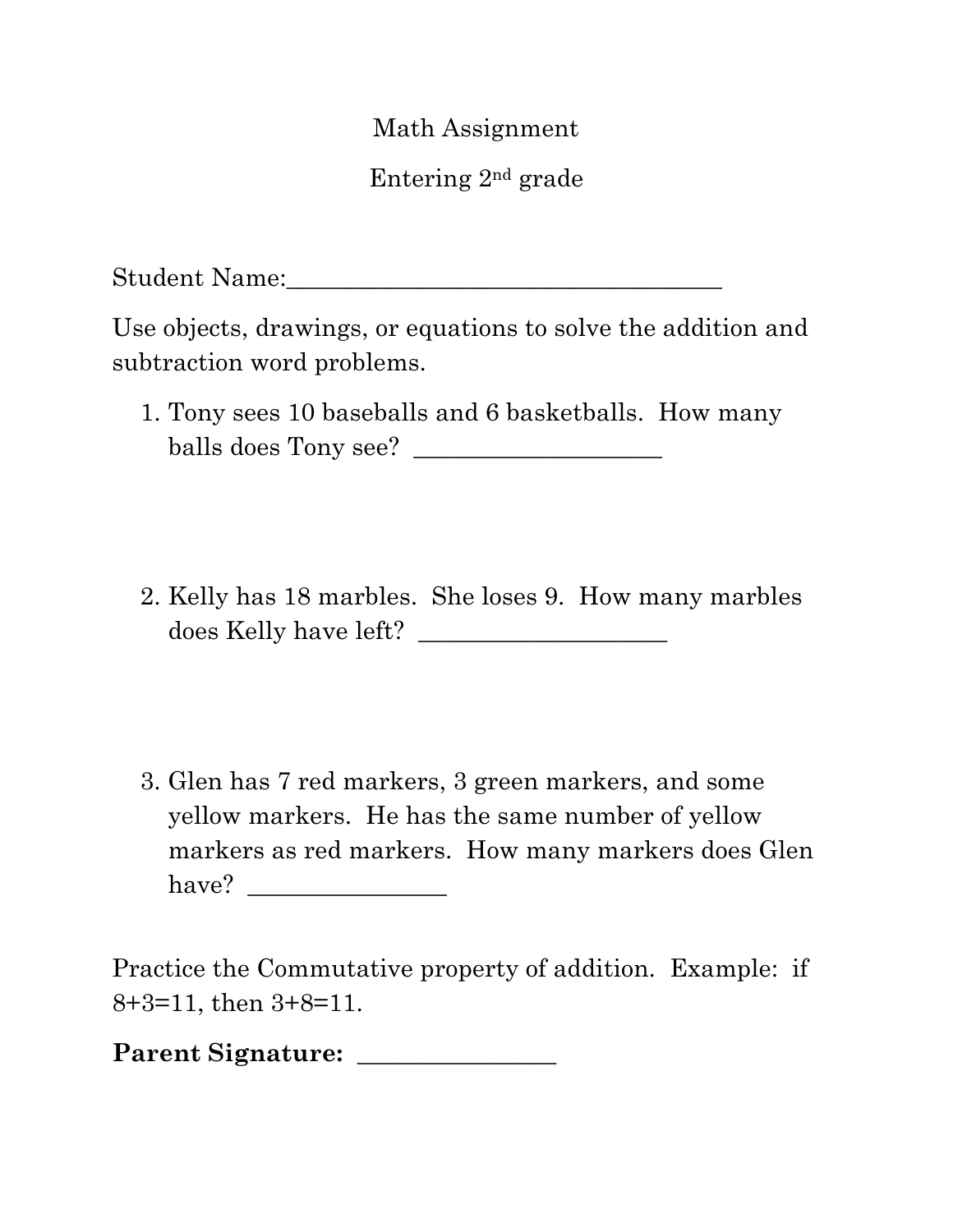# Math Assignment

## Entering 2nd grade

Student Name:___________________________________

Use objects, drawings, or equations to solve the addition and subtraction word problems.

1. Tony sees 10 baseballs and 6 basketballs. How many balls does Tony see? ____________________

2. Kelly has 18 marbles. She loses 9. How many marbles does Kelly have left? ____________________

3. Glen has 7 red markers, 3 green markers, and some yellow markers. He has the same number of yellow markers as red markers. How many markers does Glen have? ________________

Practice the Commutative property of addition. Example: if $8+3=11$, then $3+8=11$.

**Parent Signature:** ________________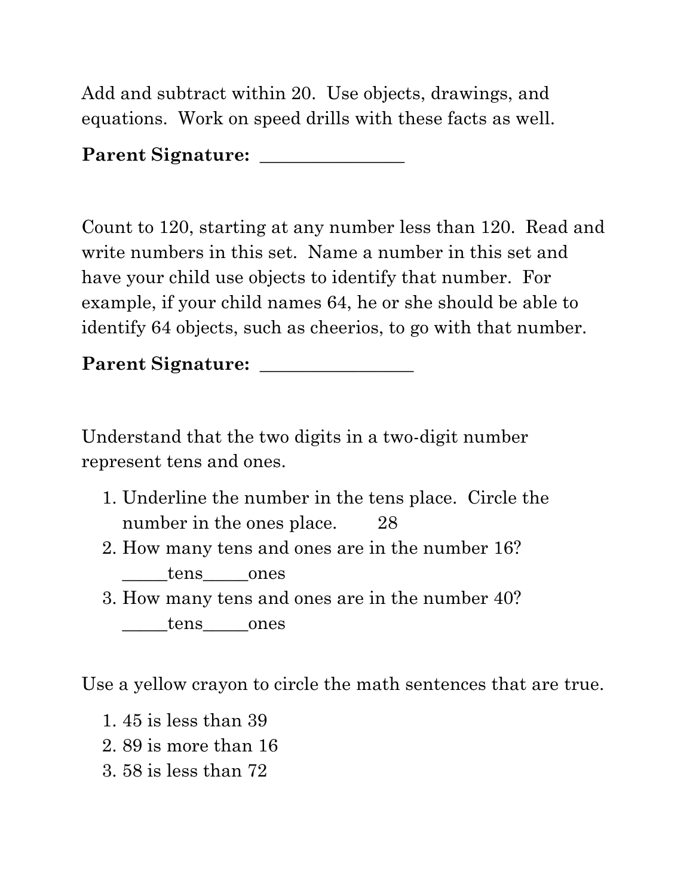Add and subtract within 20. Use objects, drawings, and equations. Work on speed drills with these facts as well.

**Parent Signature:** _______________

Count to 120, starting at any number less than 120. Read and write numbers in this set. Name a number in this set and have your child use objects to identify that number. For example, if your child names 64, he or she should be able to identify 64 objects, such as cheerios, to go with that number.

**Parent Signature:** ________________

Understand that the two digits in a two-digit number represent tens and ones.

1. Underline the number in the tens place. Circle the number in the ones place. 28
2. How many tens and ones are in the number 16?
   _____tens_____ones
3. How many tens and ones are in the number 40?
   _____tens_____ones

Use a yellow crayon to circle the math sentences that are true.

1. 45 is less than 39
2. 89 is more than 16
3. 58 is less than 72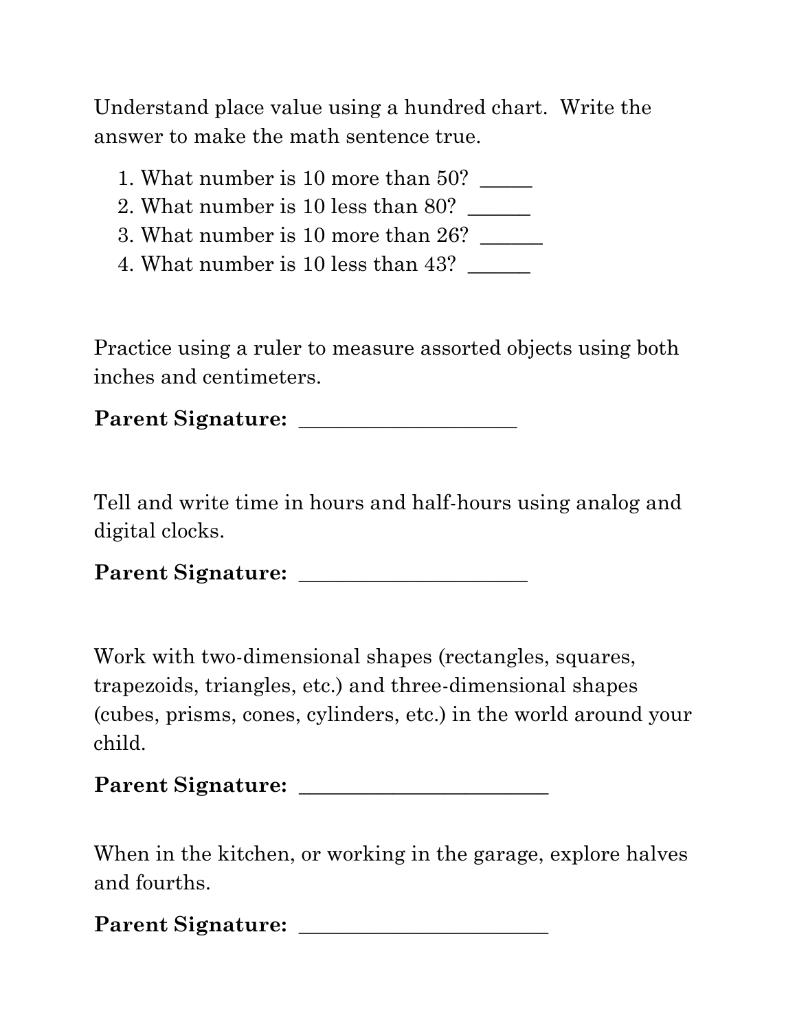Understand place value using a hundred chart. Write the answer to make the math sentence true.

1. What number is 10 more than 50? _____
2. What number is 10 less than 80? ______
3. What number is 10 more than 26? ______
4. What number is 10 less than 43? ______

Practice using a ruler to measure assorted objects using both inches and centimeters.

**Parent Signature:** ____________________

Tell and write time in hours and half-hours using analog and digital clocks.

**Parent Signature:** _____________________

Work with two-dimensional shapes (rectangles, squares, trapezoids, triangles, etc.) and three-dimensional shapes (cubes, prisms, cones, cylinders, etc.) in the world around your child.

**Parent Signature:** _______________________

When in the kitchen, or working in the garage, explore halves and fourths.

**Parent Signature:** _______________________